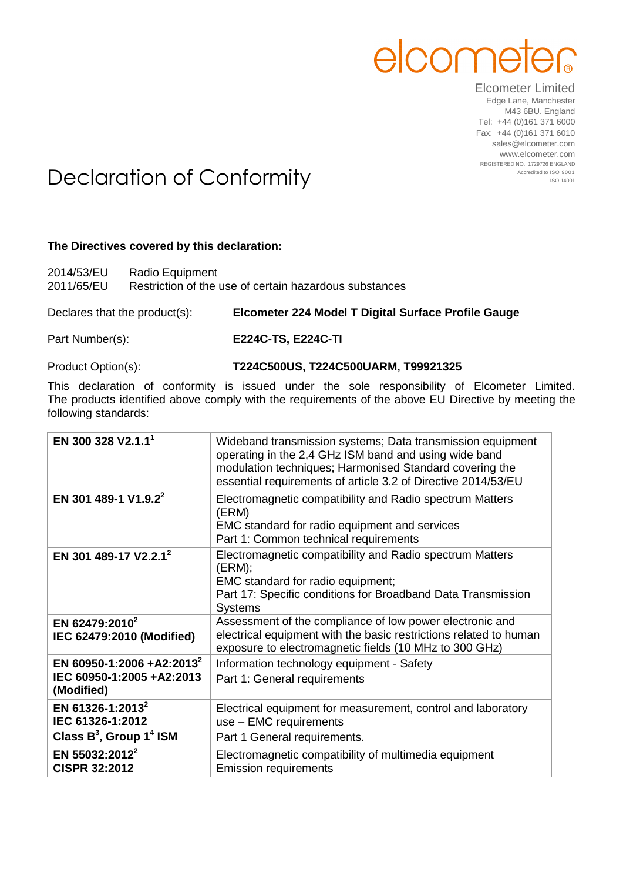elcometer

Elcometer Limited
Edge Lane, Manchester
M43 6BU. England
Tel: +44 (0)161 371 6000
Fax: +44 (0)161 371 6010
sales@elcometer.com
www.elcometer.com
REGISTERED NO. 1729726 ENGLAND
Accredited to ISO 9001
ISO 14001

# Declaration of Conformity

**The Directives covered by this declaration:**

2014/53/EU Radio Equipment
2011/65/EU Restriction of the use of certain hazardous substances

Declares that the product(s): **Elcometer 224 Model T Digital Surface Profile Gauge**

Part Number(s): **E224C-TS, E224C-TI**

Product Option(s): **T224C500US, T224C500UARM, T99921325**

This declaration of conformity is issued under the sole responsibility of Elcometer Limited. The products identified above comply with the requirements of the above EU Directive by meeting the following standards:

| | |
|---|---|
| **EN 300 328 V2.1.1**[1] | Wideband transmission systems; Data transmission equipment operating in the 2,4 GHz ISM band and using wide band modulation techniques; Harmonised Standard covering the essential requirements of article 3.2 of Directive 2014/53/EU |
| **EN 301 489-1 V1.9.2**[2] | Electromagnetic compatibility and Radio spectrum Matters (ERM)<br>EMC standard for radio equipment and services<br>Part 1: Common technical requirements |
| **EN 301 489-17 V2.2.1**[2] | Electromagnetic compatibility and Radio spectrum Matters (ERM);<br>EMC standard for radio equipment;<br>Part 17: Specific conditions for Broadband Data Transmission Systems |
| **EN 62479:2010**[2]<br>**IEC 62479:2010 (Modified)** | Assessment of the compliance of low power electronic and electrical equipment with the basic restrictions related to human exposure to electromagnetic fields (10 MHz to 300 GHz) |
| **EN 60950-1:2006 +A2:2013**[2]<br>**IEC 60950-1:2005 +A2:2013 (Modified)** | Information technology equipment - Safety<br>Part 1: General requirements |
| **EN 61326-1:2013**[2]<br>**IEC 61326-1:2012**<br>**Class B**[3]**, Group 1**[4] **ISM** | Electrical equipment for measurement, control and laboratory use – EMC requirements<br>Part 1 General requirements. |
| **EN 55032:2012**[2]<br>**CISPR 32:2012** | Electromagnetic compatibility of multimedia equipment<br>Emission requirements |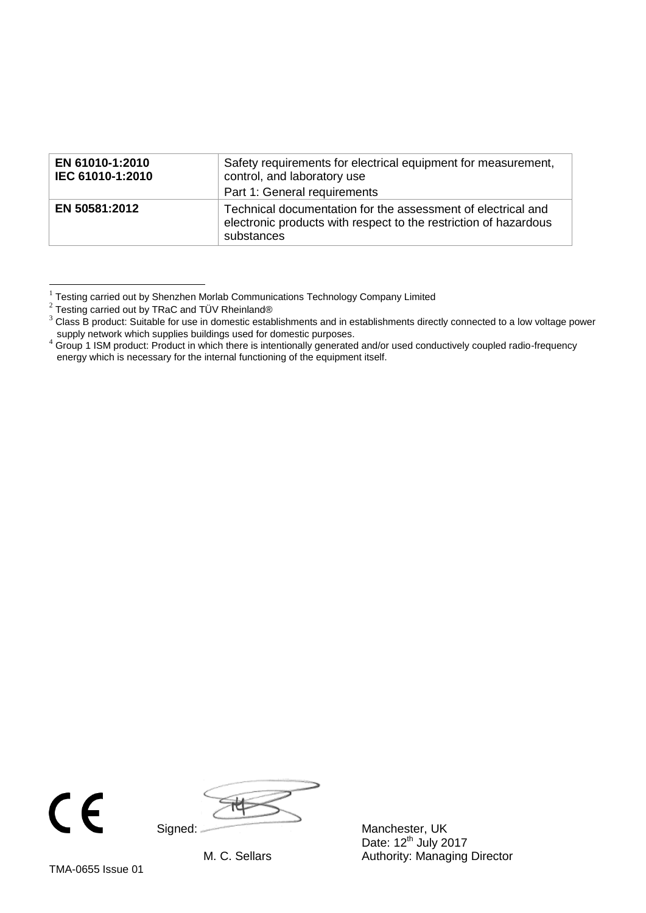| | |
|---|---|
| **EN 61010-1:2010**<br>**IEC 61010-1:2010** | Safety requirements for electrical equipment for measurement, control, and laboratory use<br>Part 1: General requirements |
| **EN 50581:2012** | Technical documentation for the assessment of electrical and electronic products with respect to the restriction of hazardous substances |

[1] Testing carried out by Shenzhen Morlab Communications Technology Company Limited
[2] Testing carried out by TRaC and TÜV Rheinland®
[3] Class B product: Suitable for use in domestic establishments and in establishments directly connected to a low voltage power supply network which supplies buildings used for domestic purposes.
[4] Group 1 ISM product: Product in which there is intentionally generated and/or used conductively coupled radio-frequency energy which is necessary for the internal functioning of the equipment itself.

CE

Signed:

M. C. Sellars

Manchester, UK
Date: 12th July 2017
Authority: Managing Director

TMA-0655 Issue 01